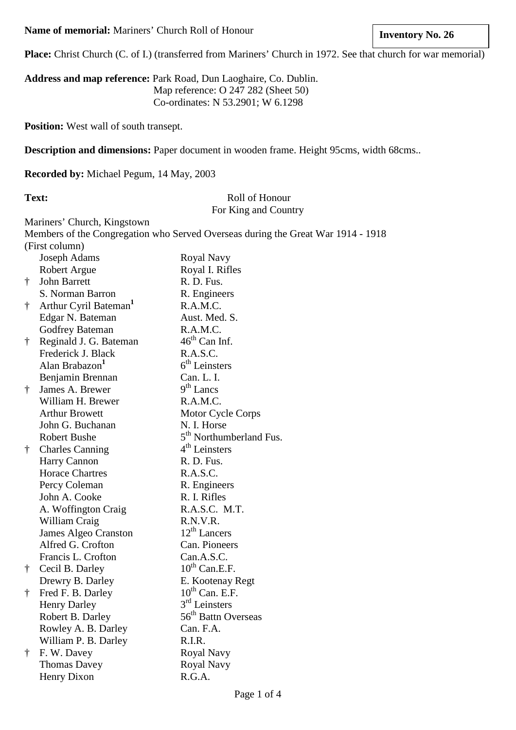**Name of memorial:** Mariners' Church Roll of Honour

**Inventory No. 26**

**Place:** Christ Church (C. of I.) (transferred from Mariners' Church in 1972. See that church for war memorial)

**Address and map reference:** Park Road, Dun Laoghaire, Co. Dublin.
Map reference: O 247 282 (Sheet 50)
Co-ordinates: N 53.2901; W 6.1298

**Position:** West wall of south transept.

**Description and dimensions:** Paper document in wooden frame. Height 95cms, width 68cms..

**Recorded by:** Michael Pegum, 14 May, 2003

**Text:**

Roll of Honour
For King and Country

Mariners' Church, Kingstown
Members of the Congregation who Served Overseas during the Great War 1914 - 1918
(First column)

| | Name | Unit |
|---|---|---|
| | Joseph Adams | Royal Navy |
| | Robert Argue | Royal I. Rifles |
| † | John Barrett | R. D. Fus. |
| | S. Norman Barron | R. Engineers |
| † | Arthur Cyril Bateman[1] | R.A.M.C. |
| | Edgar N. Bateman | Aust. Med. S. |
| | Godfrey Bateman | R.A.M.C. |
| † | Reginald J. G. Bateman | 46th Can Inf. |
| | Frederick J. Black | R.A.S.C. |
| | Alan Brabazon[1] | 6th Leinsters |
| | Benjamin Brennan | Can. L. I. |
| † | James A. Brewer | 9th Lancs |
| | William H. Brewer | R.A.M.C. |
| | Arthur Browett | Motor Cycle Corps |
| | John G. Buchanan | N. I. Horse |
| | Robert Bushe | 5th Northumberland Fus. |
| † | Charles Canning | 4th Leinsters |
| | Harry Cannon | R. D. Fus. |
| | Horace Chartres | R.A.S.C. |
| | Percy Coleman | R. Engineers |
| | John A. Cooke | R. I. Rifles |
| | A. Woffington Craig | R.A.S.C. M.T. |
| | William Craig | R.N.V.R. |
| | James Algeo Cranston | 12th Lancers |
| | Alfred G. Crofton | Can. Pioneers |
| | Francis L. Crofton | Can.A.S.C. |
| † | Cecil B. Darley | 10th Can.E.F. |
| | Drewry B. Darley | E. Kootenay Regt |
| † | Fred F. B. Darley | 10th Can. E.F. |
| | Henry Darley | 3rd Leinsters |
| | Robert B. Darley | 56th Battn Overseas |
| | Rowley A. B. Darley | Can. F.A. |
| | William P. B. Darley | R.I.R. |
| † | F. W. Davey | Royal Navy |
| | Thomas Davey | Royal Navy |
| | Henry Dixon | R.G.A. |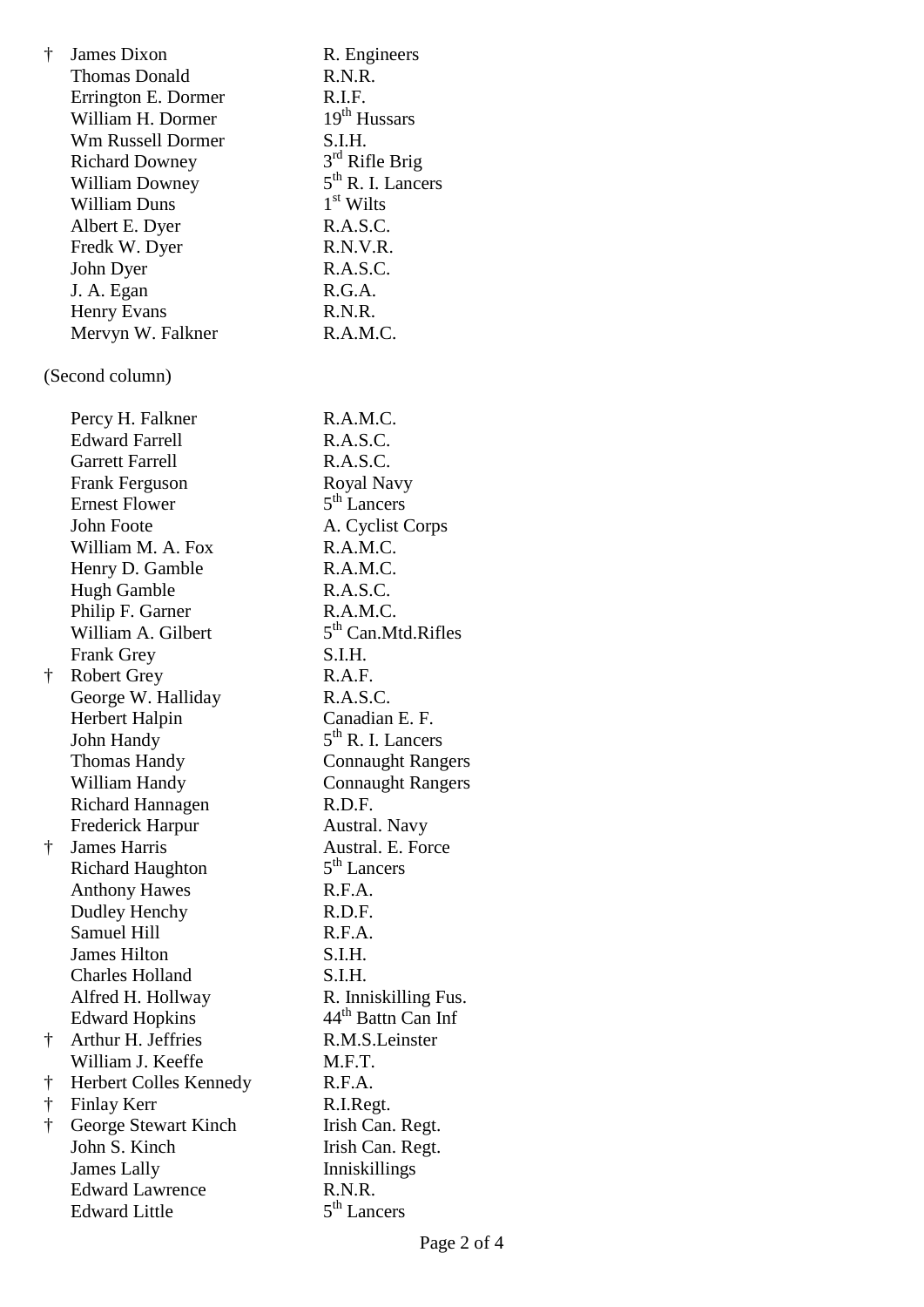| | | |
|---|---|---|
| † | James Dixon | R. Engineers |
| | Thomas Donald | R.N.R. |
| | Errington E. Dormer | R.I.F. |
| | William H. Dormer | 19th Hussars |
| | Wm Russell Dormer | S.I.H. |
| | Richard Downey | 3rd Rifle Brig |
| | William Downey | 5th R. I. Lancers |
| | William Duns | 1st Wilts |
| | Albert E. Dyer | R.A.S.C. |
| | Fredk W. Dyer | R.N.V.R. |
| | John Dyer | R.A.S.C. |
| | J. A. Egan | R.G.A. |
| | Henry Evans | R.N.R. |
| | Mervyn W. Falkner | R.A.M.C. |

(Second column)

| | | |
|---|---|---|
| | Percy H. Falkner | R.A.M.C. |
| | Edward Farrell | R.A.S.C. |
| | Garrett Farrell | R.A.S.C. |
| | Frank Ferguson | Royal Navy |
| | Ernest Flower | 5th Lancers |
| | John Foote | A. Cyclist Corps |
| | William M. A. Fox | R.A.M.C. |
| | Henry D. Gamble | R.A.M.C. |
| | Hugh Gamble | R.A.S.C. |
| | Philip F. Garner | R.A.M.C. |
| | William A. Gilbert | 5th Can.Mtd.Rifles |
| | Frank Grey | S.I.H. |
| † | Robert Grey | R.A.F. |
| | George W. Halliday | R.A.S.C. |
| | Herbert Halpin | Canadian E. F. |
| | John Handy | 5th R. I. Lancers |
| | Thomas Handy | Connaught Rangers |
| | William Handy | Connaught Rangers |
| | Richard Hannagen | R.D.F. |
| | Frederick Harpur | Austral. Navy |
| † | James Harris | Austral. E. Force |
| | Richard Haughton | 5th Lancers |
| | Anthony Hawes | R.F.A. |
| | Dudley Henchy | R.D.F. |
| | Samuel Hill | R.F.A. |
| | James Hilton | S.I.H. |
| | Charles Holland | S.I.H. |
| | Alfred H. Hollway | R. Inniskilling Fus. |
| | Edward Hopkins | 44th Battn Can Inf |
| † | Arthur H. Jeffries | R.M.S.Leinster |
| | William J. Keeffe | M.F.T. |
| † | Herbert Colles Kennedy | R.F.A. |
| † | Finlay Kerr | R.I.Regt. |
| † | George Stewart Kinch | Irish Can. Regt. |
| | John S. Kinch | Irish Can. Regt. |
| | James Lally | Inniskillings |
| | Edward Lawrence | R.N.R. |
| | Edward Little | 5th Lancers |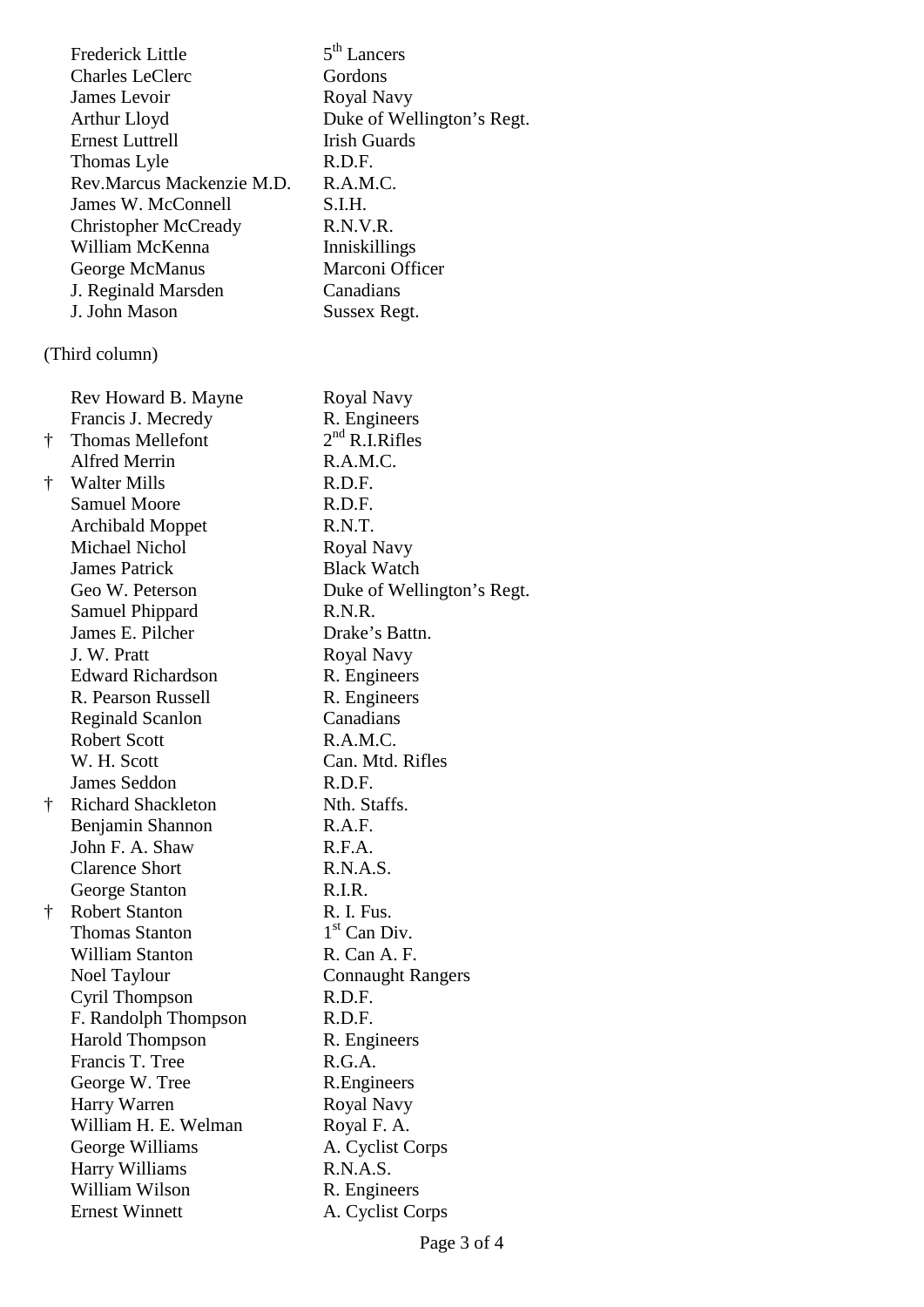| | Name | Unit |
|---|---|---|
| | Frederick Little | 5th Lancers |
| | Charles LeClerc | Gordons |
| | James Levoir | Royal Navy |
| | Arthur Lloyd | Duke of Wellington's Regt. |
| | Ernest Luttrell | Irish Guards |
| | Thomas Lyle | R.D.F. |
| | Rev.Marcus Mackenzie M.D. | R.A.M.C. |
| | James W. McConnell | S.I.H. |
| | Christopher McCready | R.N.V.R. |
| | William McKenna | Inniskillings |
| | George McManus | Marconi Officer |
| | J. Reginald Marsden | Canadians |
| | J. John Mason | Sussex Regt. |

(Third column)

| | Name | Unit |
|---|---|---|
| | Rev Howard B. Mayne | Royal Navy |
| | Francis J. Mecredy | R. Engineers |
| † | Thomas Mellefont | 2nd R.I.Rifles |
| | Alfred Merrin | R.A.M.C. |
| † | Walter Mills | R.D.F. |
| | Samuel Moore | R.D.F. |
| | Archibald Moppet | R.N.T. |
| | Michael Nichol | Royal Navy |
| | James Patrick | Black Watch |
| | Geo W. Peterson | Duke of Wellington's Regt. |
| | Samuel Phippard | R.N.R. |
| | James E. Pilcher | Drake's Battn. |
| | J. W. Pratt | Royal Navy |
| | Edward Richardson | R. Engineers |
| | R. Pearson Russell | R. Engineers |
| | Reginald Scanlon | Canadians |
| | Robert Scott | R.A.M.C. |
| | W. H. Scott | Can. Mtd. Rifles |
| | James Seddon | R.D.F. |
| † | Richard Shackleton | Nth. Staffs. |
| | Benjamin Shannon | R.A.F. |
| | John F. A. Shaw | R.F.A. |
| | Clarence Short | R.N.A.S. |
| | George Stanton | R.I.R. |
| † | Robert Stanton | R. I. Fus. |
| | Thomas Stanton | 1st Can Div. |
| | William Stanton | R. Can A. F. |
| | Noel Taylour | Connaught Rangers |
| | Cyril Thompson | R.D.F. |
| | F. Randolph Thompson | R.D.F. |
| | Harold Thompson | R. Engineers |
| | Francis T. Tree | R.G.A. |
| | George W. Tree | R.Engineers |
| | Harry Warren | Royal Navy |
| | William H. E. Welman | Royal F. A. |
| | George Williams | A. Cyclist Corps |
| | Harry Williams | R.N.A.S. |
| | William Wilson | R. Engineers |
| | Ernest Winnett | A. Cyclist Corps |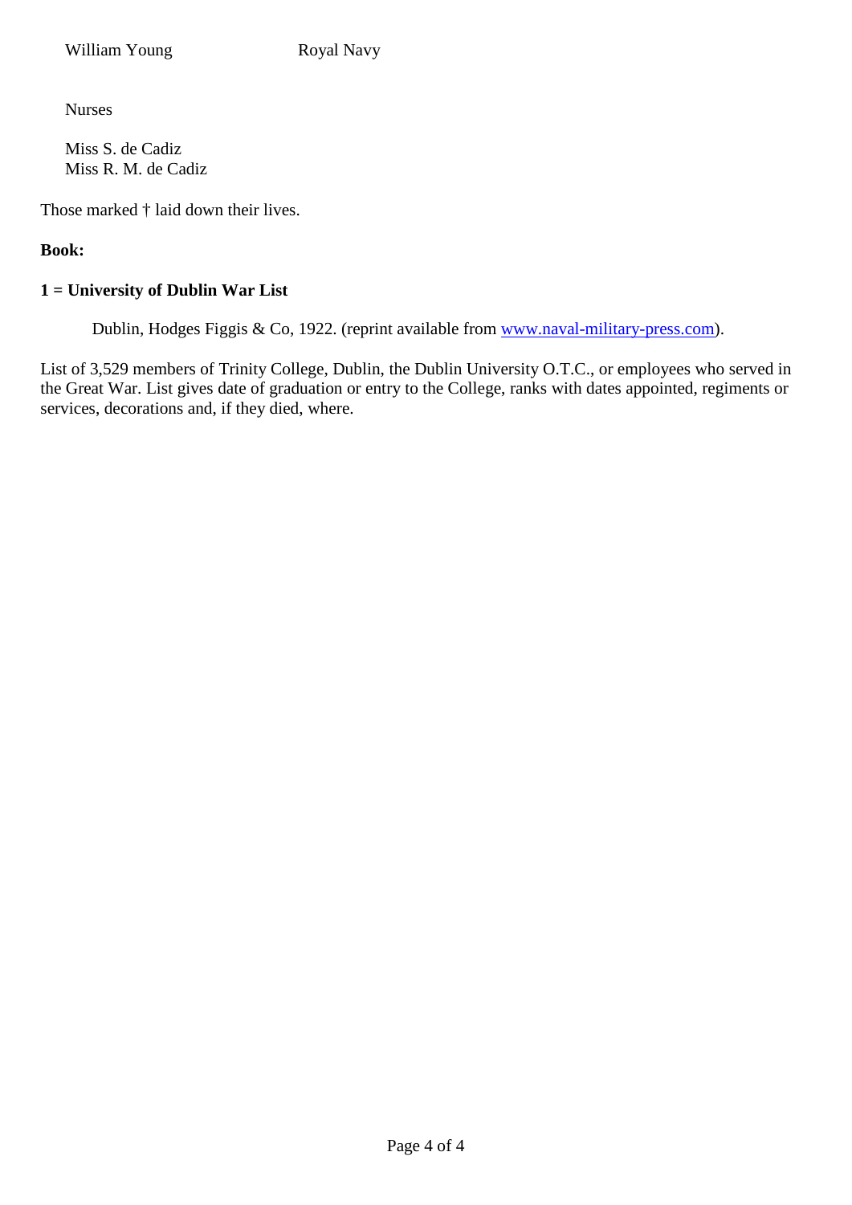| | |
|---|---|
| William Young | Royal Navy |

Nurses

Miss S. de Cadiz
Miss R. M. de Cadiz

Those marked † laid down their lives.

**Book:**

**1 = University of Dublin War List**

Dublin, Hodges Figgis & Co, 1922. (reprint available from www.naval-military-press.com).

List of 3,529 members of Trinity College, Dublin, the Dublin University O.T.C., or employees who served in the Great War. List gives date of graduation or entry to the College, ranks with dates appointed, regiments or services, decorations and, if they died, where.